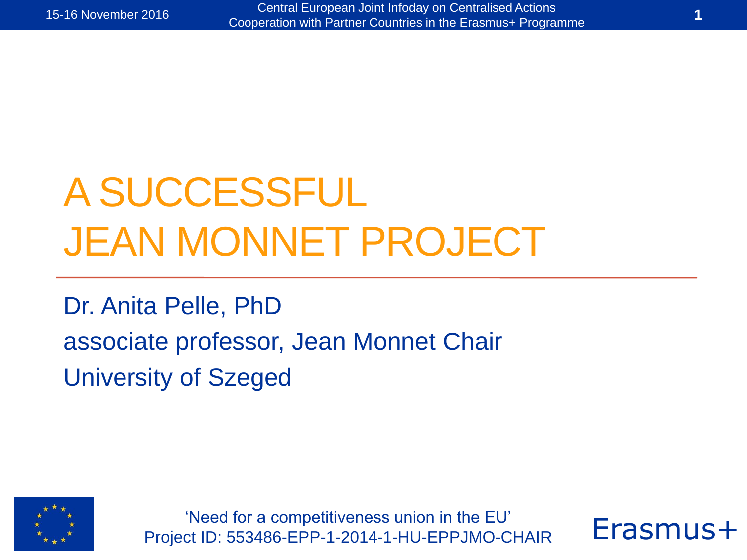# A SUCCESSFUL JEAN MONNET PROJECT

Dr. Anita Pelle, PhD

associate professor, Jean Monnet Chair

University of Szeged

'Need for a competitiveness union in the EU'
Project ID: 553486-EPP-1-2014-1-HU-EPPJMO-CHAIR

Erasmus+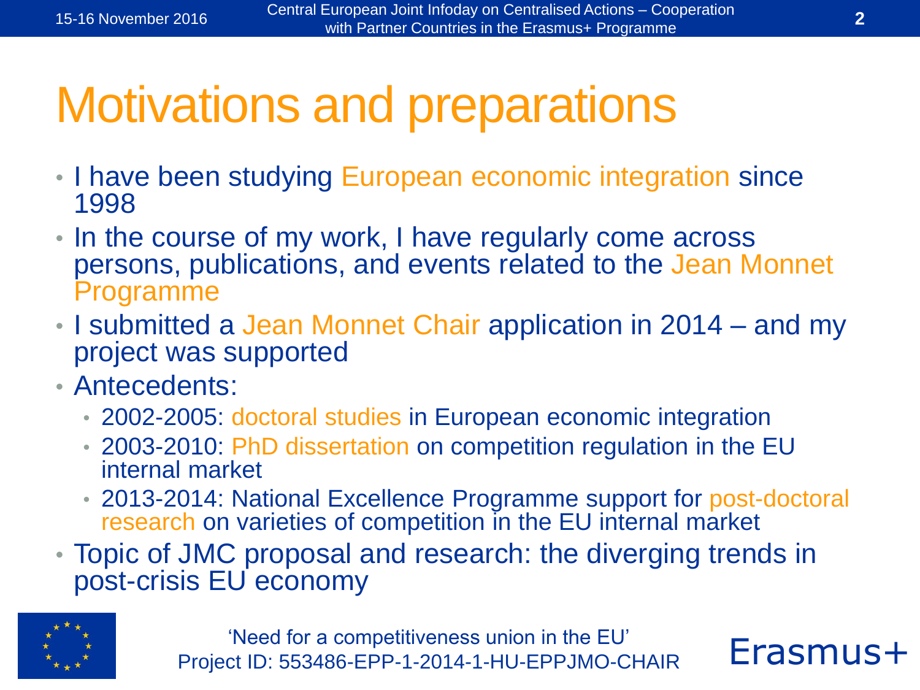# Motivations and preparations

- I have been studying European economic integration since 1998
- In the course of my work, I have regularly come across persons, publications, and events related to the Jean Monnet Programme
- I submitted a Jean Monnet Chair application in 2014 – and my project was supported
- Antecedents:
  - 2002-2005: doctoral studies in European economic integration
  - 2003-2010: PhD dissertation on competition regulation in the EU internal market
  - 2013-2014: National Excellence Programme support for post-doctoral research on varieties of competition in the EU internal market
- Topic of JMC proposal and research: the diverging trends in post-crisis EU economy

'Need for a competitiveness union in the EU'
Project ID: 553486-EPP-1-2014-1-HU-EPPJMO-CHAIR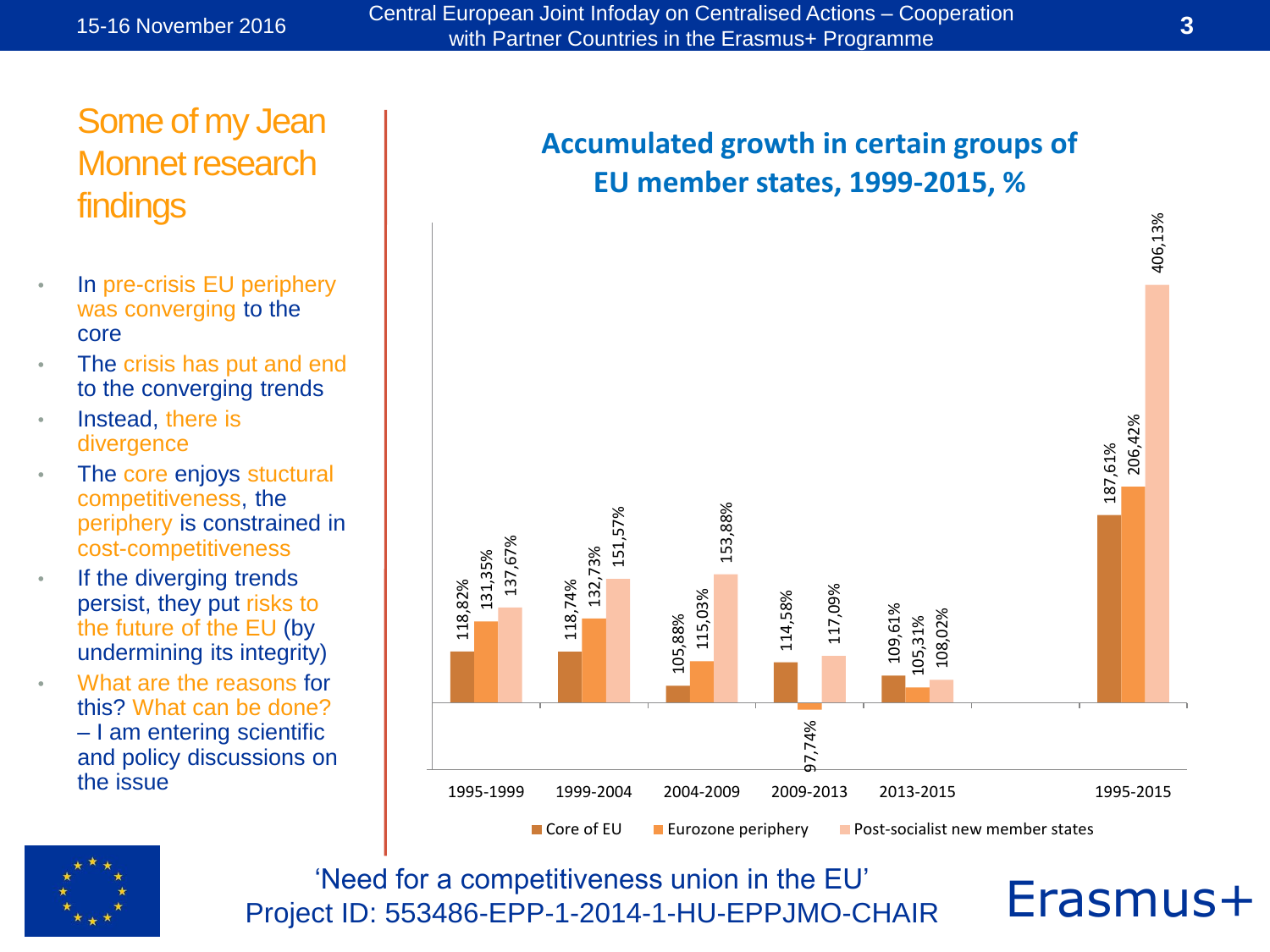# Some of my Jean Monnet research findings

- In pre-crisis EU periphery was converging to the core
- The crisis has put and end to the converging trends
- Instead, there is divergence
- The core enjoys stuctural competitiveness, the periphery is constrained in cost-competitiveness
- If the diverging trends persist, they put risks to the future of the EU (by undermining its integrity)
- What are the reasons for this? What can be done? – I am entering scientific and policy discussions on the issue

## Accumulated growth in certain groups of EU member states, 1999-2015, %

| Period | Core of EU | Eurozone periphery | Post-socialist new member states |
|---|---|---|---|
| 1995-1999 | 118,82% | 131,35% | 137,67% |
| 1999-2004 | 118,74% | 132,73% | 151,57% |
| 2004-2009 | 105,88% | 115,03% | 153,88% |
| 2009-2013 | 114,58% | 97,74% | 117,09% |
| 2013-2015 | 109,61% | 105,31% | 108,02% |
| 1995-2015 | 187,61% | 206,42% | 406,13% |

'Need for a competitiveness union in the EU'
Project ID: 553486-EPP-1-2014-1-HU-EPPJMO-CHAIR

Erasmus+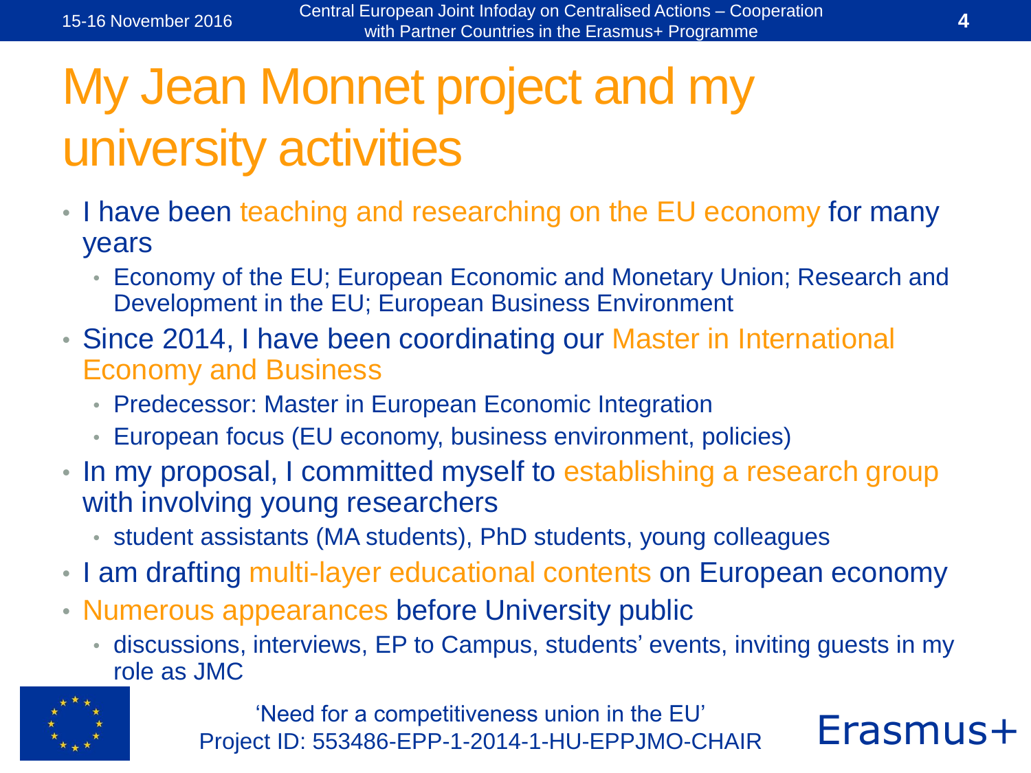# My Jean Monnet project and my university activities

- I have been teaching and researching on the EU economy for many years
  - Economy of the EU; European Economic and Monetary Union; Research and Development in the EU; European Business Environment
- Since 2014, I have been coordinating our Master in International Economy and Business
  - Predecessor: Master in European Economic Integration
  - European focus (EU economy, business environment, policies)
- In my proposal, I committed myself to establishing a research group with involving young researchers
  - student assistants (MA students), PhD students, young colleagues
- I am drafting multi-layer educational contents on European economy
- Numerous appearances before University public
  - discussions, interviews, EP to Campus, students' events, inviting guests in my role as JMC

'Need for a competitiveness union in the EU'
Project ID: 553486-EPP-1-2014-1-HU-EPPJMO-CHAIR

Erasmus+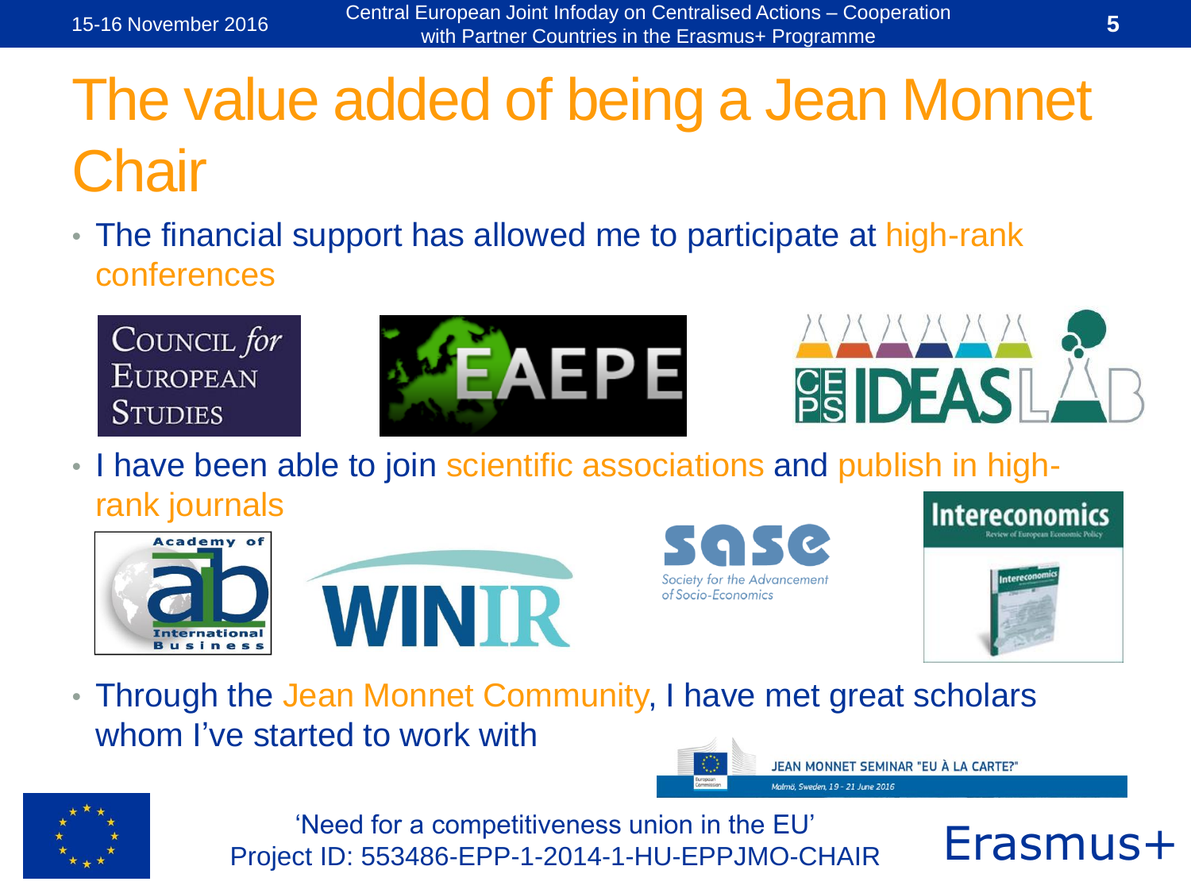# The value added of being a Jean Monnet Chair

- The financial support has allowed me to participate at high-rank conferences

COUNCIL *for* EUROPEAN STUDIES

EAEPE

CEPS IDEAS LAB

- I have been able to join scientific associations and publish in high-rank journals

Academy of International Business

WINIR

sase Society for the Advancement of Socio-Economics

Intereconomics Review of European Economic Policy

- Through the Jean Monnet Community, I have met great scholars whom I've started to work with

JEAN MONNET SEMINAR "EU À LA CARTE?"
Malmö, Sweden, 19 - 21 June 2016

'Need for a competitiveness union in the EU'
Project ID: 553486-EPP-1-2014-1-HU-EPPJMO-CHAIR

Erasmus+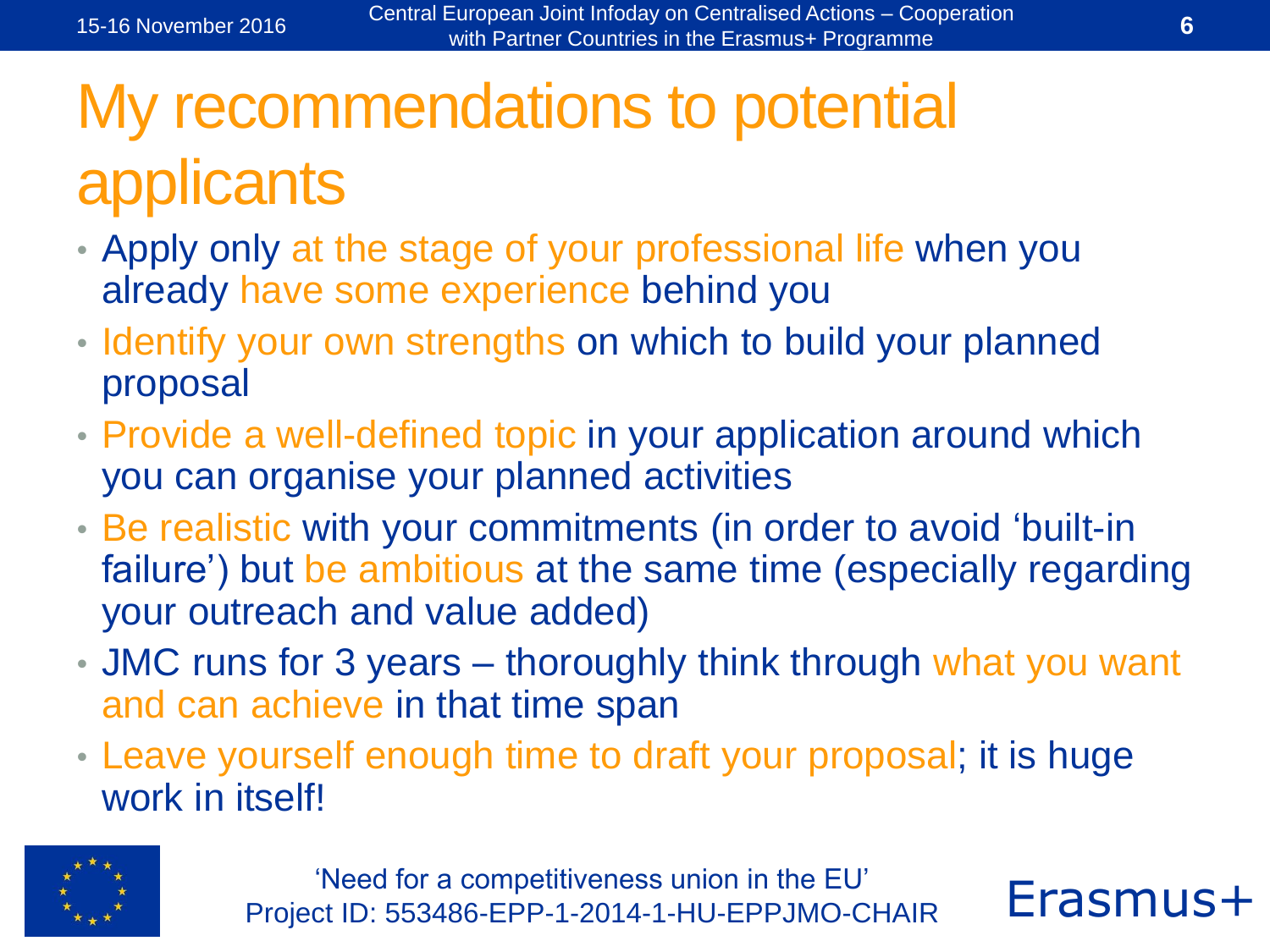# My recommendations to potential applicants

- Apply only at the stage of your professional life when you already have some experience behind you
- Identify your own strengths on which to build your planned proposal
- Provide a well-defined topic in your application around which you can organise your planned activities
- Be realistic with your commitments (in order to avoid 'built-in failure') but be ambitious at the same time (especially regarding your outreach and value added)
- JMC runs for 3 years – thoroughly think through what you want and can achieve in that time span
- Leave yourself enough time to draft your proposal; it is huge work in itself!

'Need for a competitiveness union in the EU'
Project ID: 553486-EPP-1-2014-1-HU-EPPJMO-CHAIR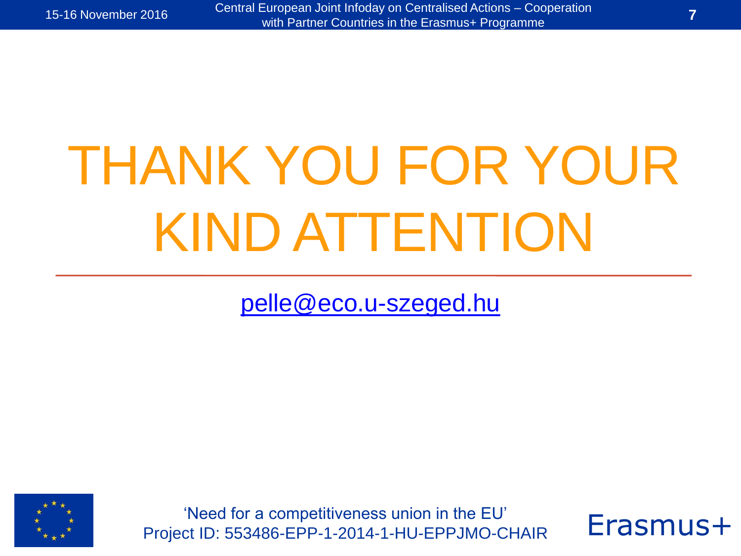# THANK YOU FOR YOUR KIND ATTENTION

pelle@eco.u-szeged.hu

'Need for a competitiveness union in the EU'
Project ID: 553486-EPP-1-2014-1-HU-EPPJMO-CHAIR

Erasmus+